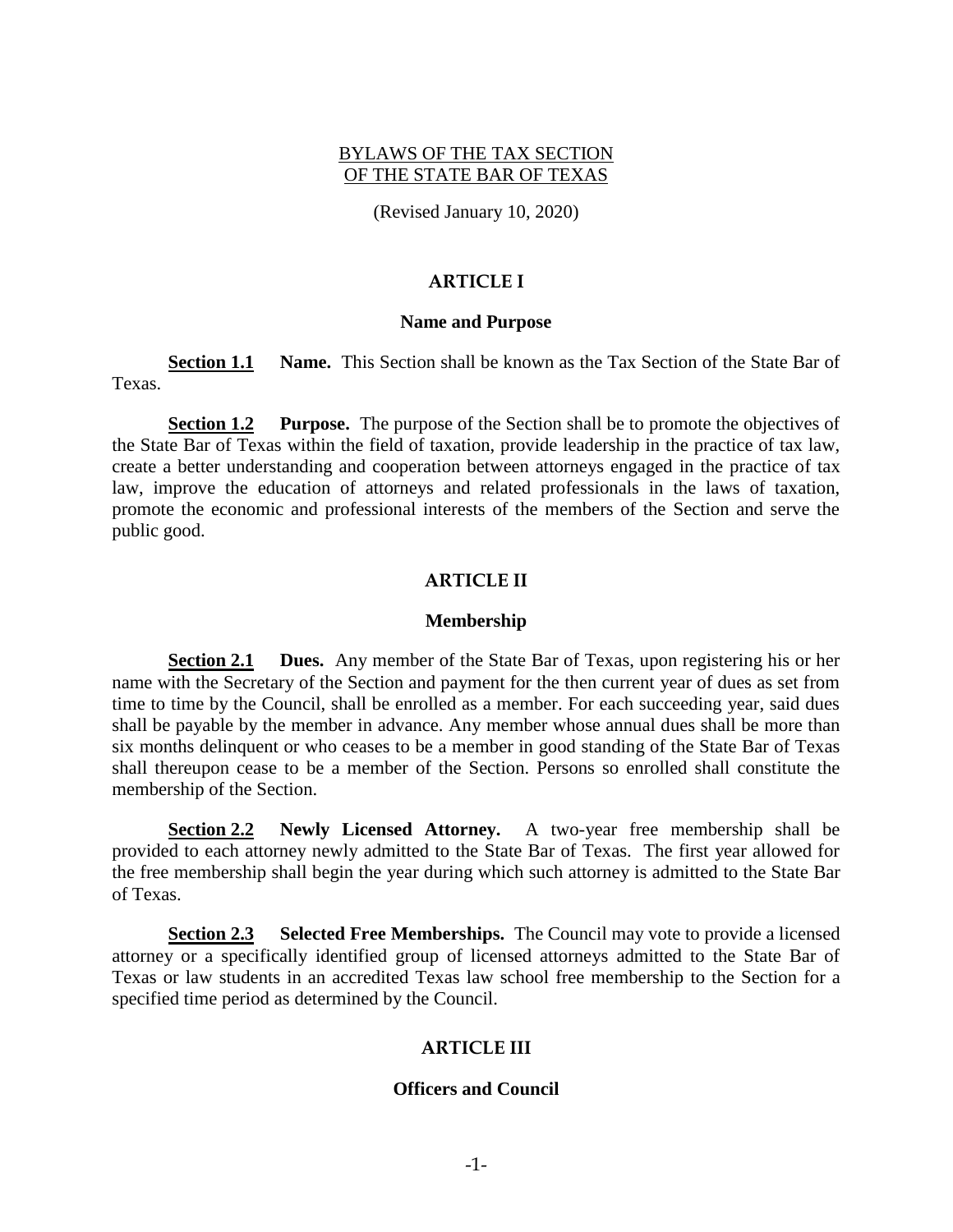# BYLAWS OF THE TAX SECTION OF THE STATE BAR OF TEXAS

(Revised January 10, 2020)

## ARTICLE I

### Name and Purpose

**Section 1.1 Name.** This Section shall be known as the Tax Section of the State Bar of Texas.

**Section 1.2 Purpose.** The purpose of the Section shall be to promote the objectives of the State Bar of Texas within the field of taxation, provide leadership in the practice of tax law, create a better understanding and cooperation between attorneys engaged in the practice of tax law, improve the education of attorneys and related professionals in the laws of taxation, promote the economic and professional interests of the members of the Section and serve the public good.

## ARTICLE II

### Membership

**Section 2.1 Dues.** Any member of the State Bar of Texas, upon registering his or her name with the Secretary of the Section and payment for the then current year of dues as set from time to time by the Council, shall be enrolled as a member. For each succeeding year, said dues shall be payable by the member in advance. Any member whose annual dues shall be more than six months delinquent or who ceases to be a member in good standing of the State Bar of Texas shall thereupon cease to be a member of the Section. Persons so enrolled shall constitute the membership of the Section.

**Section 2.2 Newly Licensed Attorney.** A two-year free membership shall be provided to each attorney newly admitted to the State Bar of Texas. The first year allowed for the free membership shall begin the year during which such attorney is admitted to the State Bar of Texas.

**Section 2.3 Selected Free Memberships.** The Council may vote to provide a licensed attorney or a specifically identified group of licensed attorneys admitted to the State Bar of Texas or law students in an accredited Texas law school free membership to the Section for a specified time period as determined by the Council.

## ARTICLE III

### Officers and Council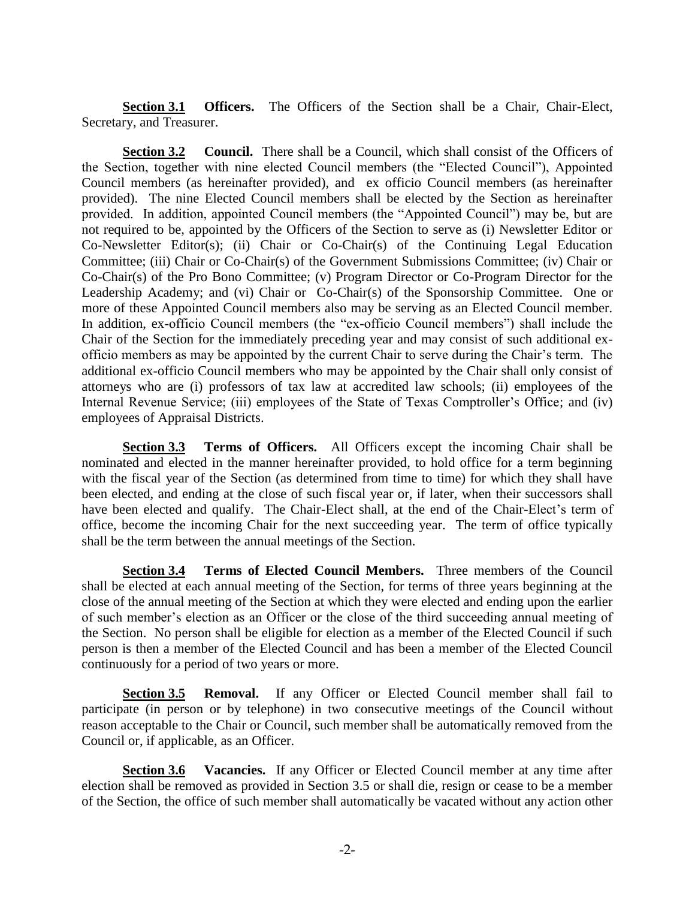**Section 3.1 Officers.** The Officers of the Section shall be a Chair, Chair-Elect, Secretary, and Treasurer.

**Section 3.2 Council.** There shall be a Council, which shall consist of the Officers of the Section, together with nine elected Council members (the "Elected Council"), Appointed Council members (as hereinafter provided), and ex officio Council members (as hereinafter provided). The nine Elected Council members shall be elected by the Section as hereinafter provided. In addition, appointed Council members (the "Appointed Council") may be, but are not required to be, appointed by the Officers of the Section to serve as (i) Newsletter Editor or Co-Newsletter Editor(s); (ii) Chair or Co-Chair(s) of the Continuing Legal Education Committee; (iii) Chair or Co-Chair(s) of the Government Submissions Committee; (iv) Chair or Co-Chair(s) of the Pro Bono Committee; (v) Program Director or Co-Program Director for the Leadership Academy; and (vi) Chair or Co-Chair(s) of the Sponsorship Committee. One or more of these Appointed Council members also may be serving as an Elected Council member. In addition, ex-officio Council members (the "ex-officio Council members") shall include the Chair of the Section for the immediately preceding year and may consist of such additional ex-officio members as may be appointed by the current Chair to serve during the Chair's term. The additional ex-officio Council members who may be appointed by the Chair shall only consist of attorneys who are (i) professors of tax law at accredited law schools; (ii) employees of the Internal Revenue Service; (iii) employees of the State of Texas Comptroller's Office; and (iv) employees of Appraisal Districts.

**Section 3.3 Terms of Officers.** All Officers except the incoming Chair shall be nominated and elected in the manner hereinafter provided, to hold office for a term beginning with the fiscal year of the Section (as determined from time to time) for which they shall have been elected, and ending at the close of such fiscal year or, if later, when their successors shall have been elected and qualify. The Chair-Elect shall, at the end of the Chair-Elect's term of office, become the incoming Chair for the next succeeding year. The term of office typically shall be the term between the annual meetings of the Section.

**Section 3.4 Terms of Elected Council Members.** Three members of the Council shall be elected at each annual meeting of the Section, for terms of three years beginning at the close of the annual meeting of the Section at which they were elected and ending upon the earlier of such member's election as an Officer or the close of the third succeeding annual meeting of the Section. No person shall be eligible for election as a member of the Elected Council if such person is then a member of the Elected Council and has been a member of the Elected Council continuously for a period of two years or more.

**Section 3.5 Removal.** If any Officer or Elected Council member shall fail to participate (in person or by telephone) in two consecutive meetings of the Council without reason acceptable to the Chair or Council, such member shall be automatically removed from the Council or, if applicable, as an Officer.

**Section 3.6 Vacancies.** If any Officer or Elected Council member at any time after election shall be removed as provided in Section 3.5 or shall die, resign or cease to be a member of the Section, the office of such member shall automatically be vacated without any action other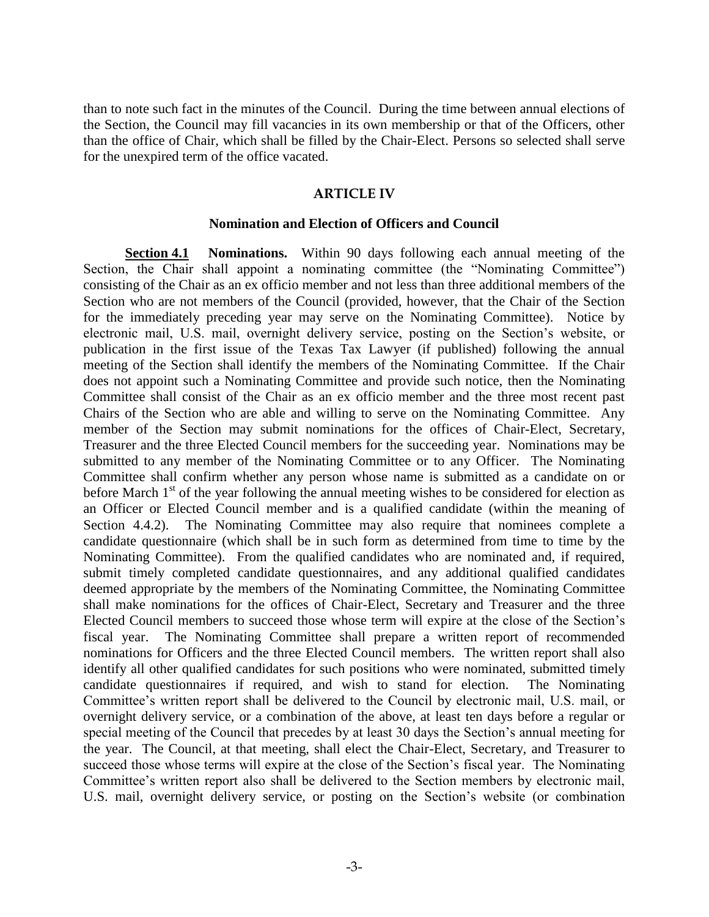than to note such fact in the minutes of the Council. During the time between annual elections of the Section, the Council may fill vacancies in its own membership or that of the Officers, other than the office of Chair, which shall be filled by the Chair-Elect. Persons so selected shall serve for the unexpired term of the office vacated.

## ARTICLE IV

### Nomination and Election of Officers and Council

**Section 4.1 Nominations.** Within 90 days following each annual meeting of the Section, the Chair shall appoint a nominating committee (the "Nominating Committee") consisting of the Chair as an ex officio member and not less than three additional members of the Section who are not members of the Council (provided, however, that the Chair of the Section for the immediately preceding year may serve on the Nominating Committee). Notice by electronic mail, U.S. mail, overnight delivery service, posting on the Section's website, or publication in the first issue of the Texas Tax Lawyer (if published) following the annual meeting of the Section shall identify the members of the Nominating Committee. If the Chair does not appoint such a Nominating Committee and provide such notice, then the Nominating Committee shall consist of the Chair as an ex officio member and the three most recent past Chairs of the Section who are able and willing to serve on the Nominating Committee. Any member of the Section may submit nominations for the offices of Chair-Elect, Secretary, Treasurer and the three Elected Council members for the succeeding year. Nominations may be submitted to any member of the Nominating Committee or to any Officer. The Nominating Committee shall confirm whether any person whose name is submitted as a candidate on or before March 1st of the year following the annual meeting wishes to be considered for election as an Officer or Elected Council member and is a qualified candidate (within the meaning of Section 4.4.2). The Nominating Committee may also require that nominees complete a candidate questionnaire (which shall be in such form as determined from time to time by the Nominating Committee). From the qualified candidates who are nominated and, if required, submit timely completed candidate questionnaires, and any additional qualified candidates deemed appropriate by the members of the Nominating Committee, the Nominating Committee shall make nominations for the offices of Chair-Elect, Secretary and Treasurer and the three Elected Council members to succeed those whose term will expire at the close of the Section's fiscal year. The Nominating Committee shall prepare a written report of recommended nominations for Officers and the three Elected Council members. The written report shall also identify all other qualified candidates for such positions who were nominated, submitted timely candidate questionnaires if required, and wish to stand for election. The Nominating Committee's written report shall be delivered to the Council by electronic mail, U.S. mail, or overnight delivery service, or a combination of the above, at least ten days before a regular or special meeting of the Council that precedes by at least 30 days the Section's annual meeting for the year. The Council, at that meeting, shall elect the Chair-Elect, Secretary, and Treasurer to succeed those whose terms will expire at the close of the Section's fiscal year. The Nominating Committee's written report also shall be delivered to the Section members by electronic mail, U.S. mail, overnight delivery service, or posting on the Section's website (or combination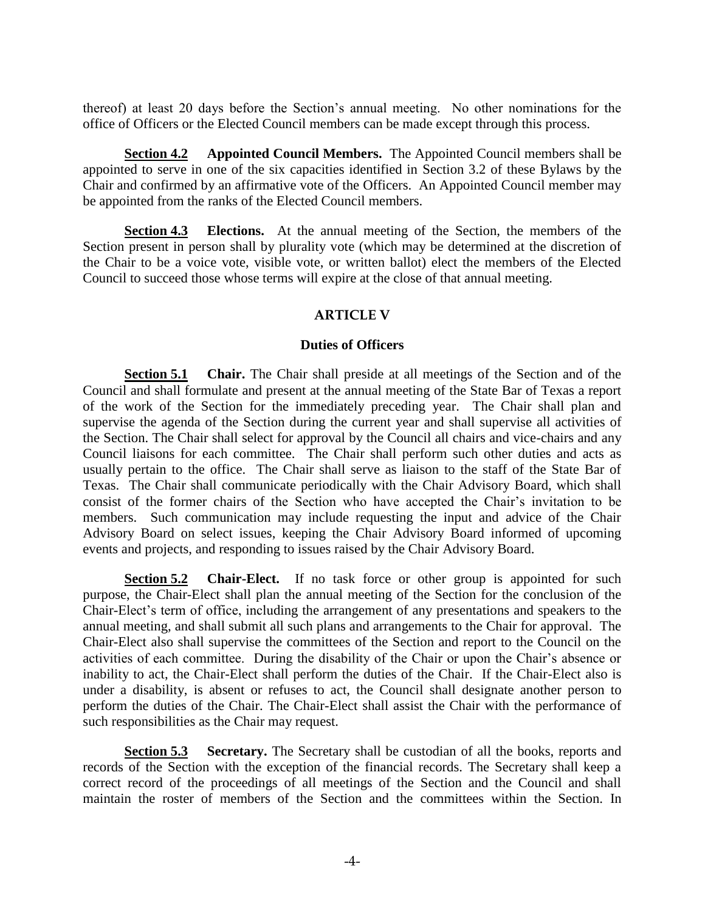thereof) at least 20 days before the Section's annual meeting. No other nominations for the office of Officers or the Elected Council members can be made except through this process.

**Section 4.2 Appointed Council Members.** The Appointed Council members shall be appointed to serve in one of the six capacities identified in Section 3.2 of these Bylaws by the Chair and confirmed by an affirmative vote of the Officers. An Appointed Council member may be appointed from the ranks of the Elected Council members.

**Section 4.3 Elections.** At the annual meeting of the Section, the members of the Section present in person shall by plurality vote (which may be determined at the discretion of the Chair to be a voice vote, visible vote, or written ballot) elect the members of the Elected Council to succeed those whose terms will expire at the close of that annual meeting.

## ARTICLE V

### Duties of Officers

**Section 5.1 Chair.** The Chair shall preside at all meetings of the Section and of the Council and shall formulate and present at the annual meeting of the State Bar of Texas a report of the work of the Section for the immediately preceding year. The Chair shall plan and supervise the agenda of the Section during the current year and shall supervise all activities of the Section. The Chair shall select for approval by the Council all chairs and vice-chairs and any Council liaisons for each committee. The Chair shall perform such other duties and acts as usually pertain to the office. The Chair shall serve as liaison to the staff of the State Bar of Texas. The Chair shall communicate periodically with the Chair Advisory Board, which shall consist of the former chairs of the Section who have accepted the Chair's invitation to be members. Such communication may include requesting the input and advice of the Chair Advisory Board on select issues, keeping the Chair Advisory Board informed of upcoming events and projects, and responding to issues raised by the Chair Advisory Board.

**Section 5.2 Chair-Elect.** If no task force or other group is appointed for such purpose, the Chair-Elect shall plan the annual meeting of the Section for the conclusion of the Chair-Elect's term of office, including the arrangement of any presentations and speakers to the annual meeting, and shall submit all such plans and arrangements to the Chair for approval. The Chair-Elect also shall supervise the committees of the Section and report to the Council on the activities of each committee. During the disability of the Chair or upon the Chair's absence or inability to act, the Chair-Elect shall perform the duties of the Chair. If the Chair-Elect also is under a disability, is absent or refuses to act, the Council shall designate another person to perform the duties of the Chair. The Chair-Elect shall assist the Chair with the performance of such responsibilities as the Chair may request.

**Section 5.3 Secretary.** The Secretary shall be custodian of all the books, reports and records of the Section with the exception of the financial records. The Secretary shall keep a correct record of the proceedings of all meetings of the Section and the Council and shall maintain the roster of members of the Section and the committees within the Section. In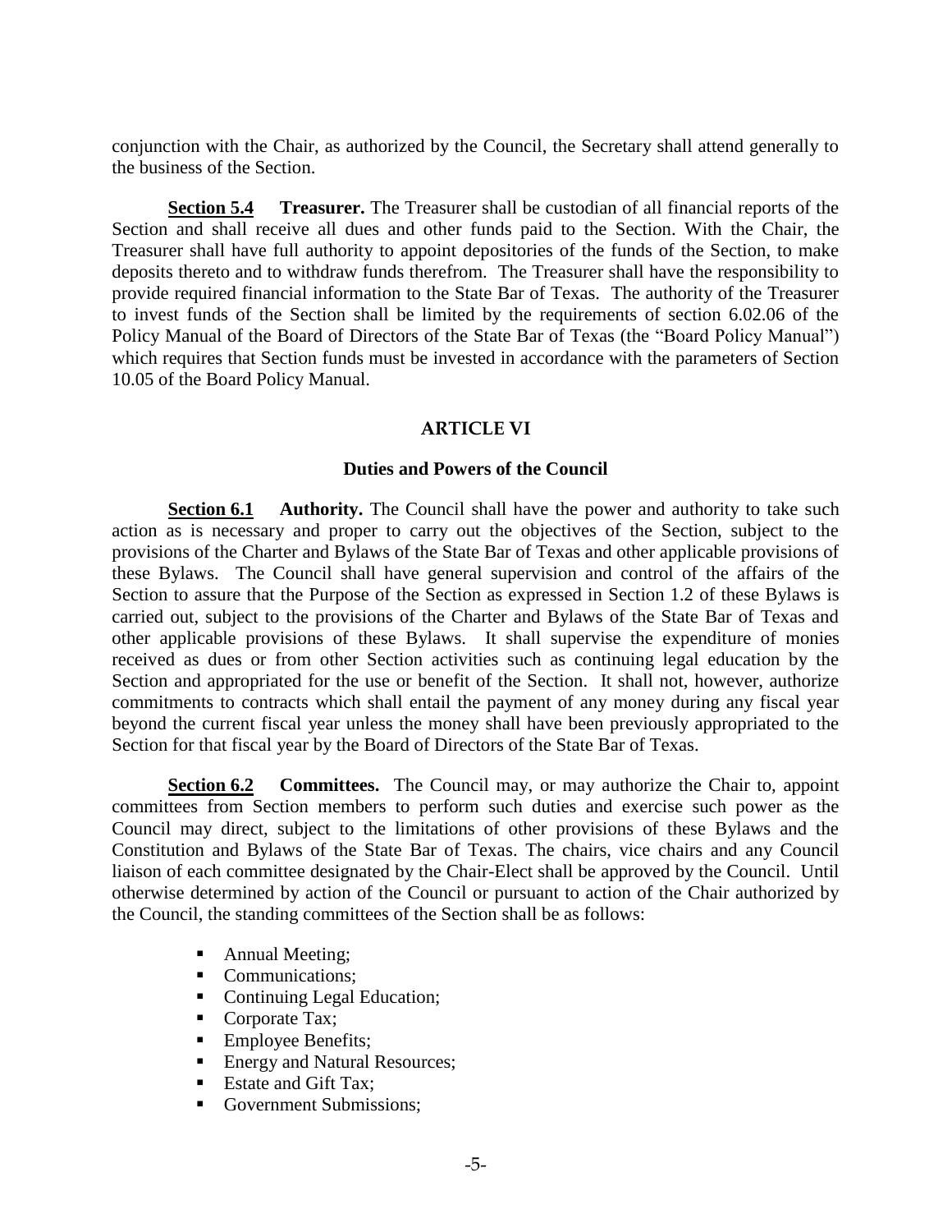conjunction with the Chair, as authorized by the Council, the Secretary shall attend generally to the business of the Section.

**Section 5.4 Treasurer.** The Treasurer shall be custodian of all financial reports of the Section and shall receive all dues and other funds paid to the Section. With the Chair, the Treasurer shall have full authority to appoint depositories of the funds of the Section, to make deposits thereto and to withdraw funds therefrom. The Treasurer shall have the responsibility to provide required financial information to the State Bar of Texas. The authority of the Treasurer to invest funds of the Section shall be limited by the requirements of section 6.02.06 of the Policy Manual of the Board of Directors of the State Bar of Texas (the "Board Policy Manual") which requires that Section funds must be invested in accordance with the parameters of Section 10.05 of the Board Policy Manual.

## ARTICLE VI

### Duties and Powers of the Council

**Section 6.1 Authority.** The Council shall have the power and authority to take such action as is necessary and proper to carry out the objectives of the Section, subject to the provisions of the Charter and Bylaws of the State Bar of Texas and other applicable provisions of these Bylaws. The Council shall have general supervision and control of the affairs of the Section to assure that the Purpose of the Section as expressed in Section 1.2 of these Bylaws is carried out, subject to the provisions of the Charter and Bylaws of the State Bar of Texas and other applicable provisions of these Bylaws. It shall supervise the expenditure of monies received as dues or from other Section activities such as continuing legal education by the Section and appropriated for the use or benefit of the Section. It shall not, however, authorize commitments to contracts which shall entail the payment of any money during any fiscal year beyond the current fiscal year unless the money shall have been previously appropriated to the Section for that fiscal year by the Board of Directors of the State Bar of Texas.

**Section 6.2 Committees.** The Council may, or may authorize the Chair to, appoint committees from Section members to perform such duties and exercise such power as the Council may direct, subject to the limitations of other provisions of these Bylaws and the Constitution and Bylaws of the State Bar of Texas. The chairs, vice chairs and any Council liaison of each committee designated by the Chair-Elect shall be approved by the Council. Until otherwise determined by action of the Council or pursuant to action of the Chair authorized by the Council, the standing committees of the Section shall be as follows:

- Annual Meeting;
- Communications;
- Continuing Legal Education;
- Corporate Tax;
- Employee Benefits;
- Energy and Natural Resources;
- Estate and Gift Tax;
- Government Submissions;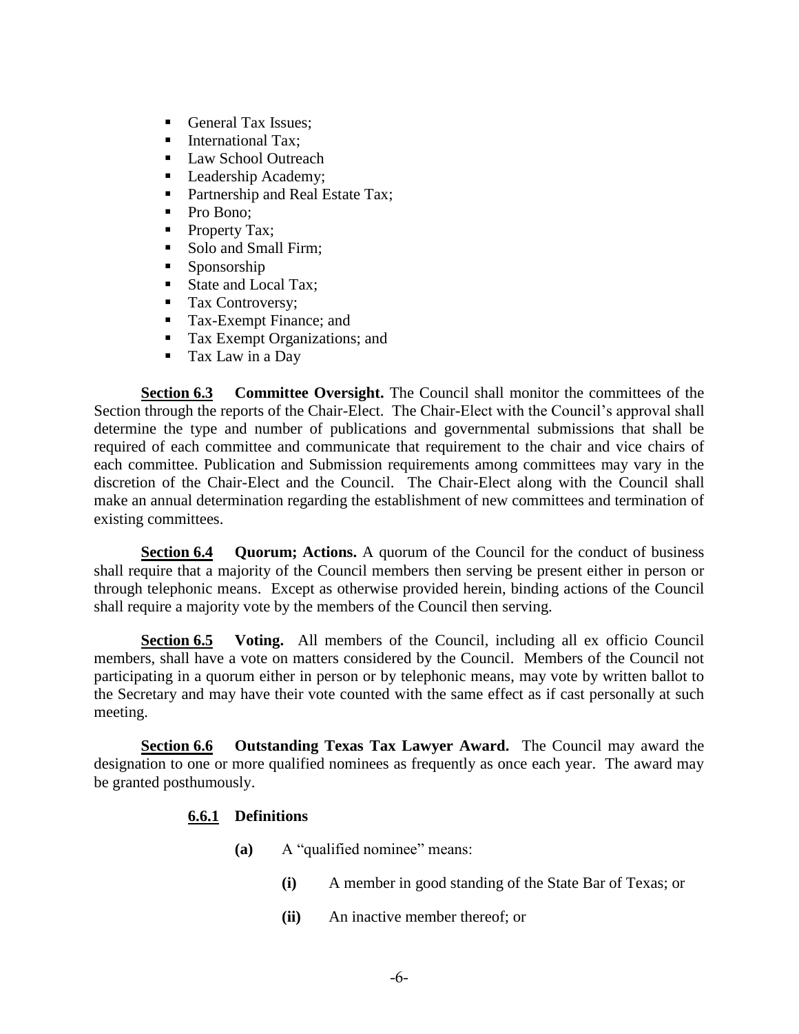- General Tax Issues;
- International Tax;
- Law School Outreach
- Leadership Academy;
- Partnership and Real Estate Tax;
- Pro Bono;
- Property Tax;
- Solo and Small Firm;
- Sponsorship
- State and Local Tax;
- Tax Controversy;
- Tax-Exempt Finance; and
- Tax Exempt Organizations; and
- Tax Law in a Day

**Section 6.3 Committee Oversight.** The Council shall monitor the committees of the Section through the reports of the Chair-Elect. The Chair-Elect with the Council's approval shall determine the type and number of publications and governmental submissions that shall be required of each committee and communicate that requirement to the chair and vice chairs of each committee. Publication and Submission requirements among committees may vary in the discretion of the Chair-Elect and the Council. The Chair-Elect along with the Council shall make an annual determination regarding the establishment of new committees and termination of existing committees.

**Section 6.4 Quorum; Actions.** A quorum of the Council for the conduct of business shall require that a majority of the Council members then serving be present either in person or through telephonic means. Except as otherwise provided herein, binding actions of the Council shall require a majority vote by the members of the Council then serving.

**Section 6.5 Voting.** All members of the Council, including all ex officio Council members, shall have a vote on matters considered by the Council. Members of the Council not participating in a quorum either in person or by telephonic means, may vote by written ballot to the Secretary and may have their vote counted with the same effect as if cast personally at such meeting.

**Section 6.6 Outstanding Texas Tax Lawyer Award.** The Council may award the designation to one or more qualified nominees as frequently as once each year. The award may be granted posthumously.

**6.6.1 Definitions**

**(a)** A "qualified nominee" means:

**(i)** A member in good standing of the State Bar of Texas; or

**(ii)** An inactive member thereof; or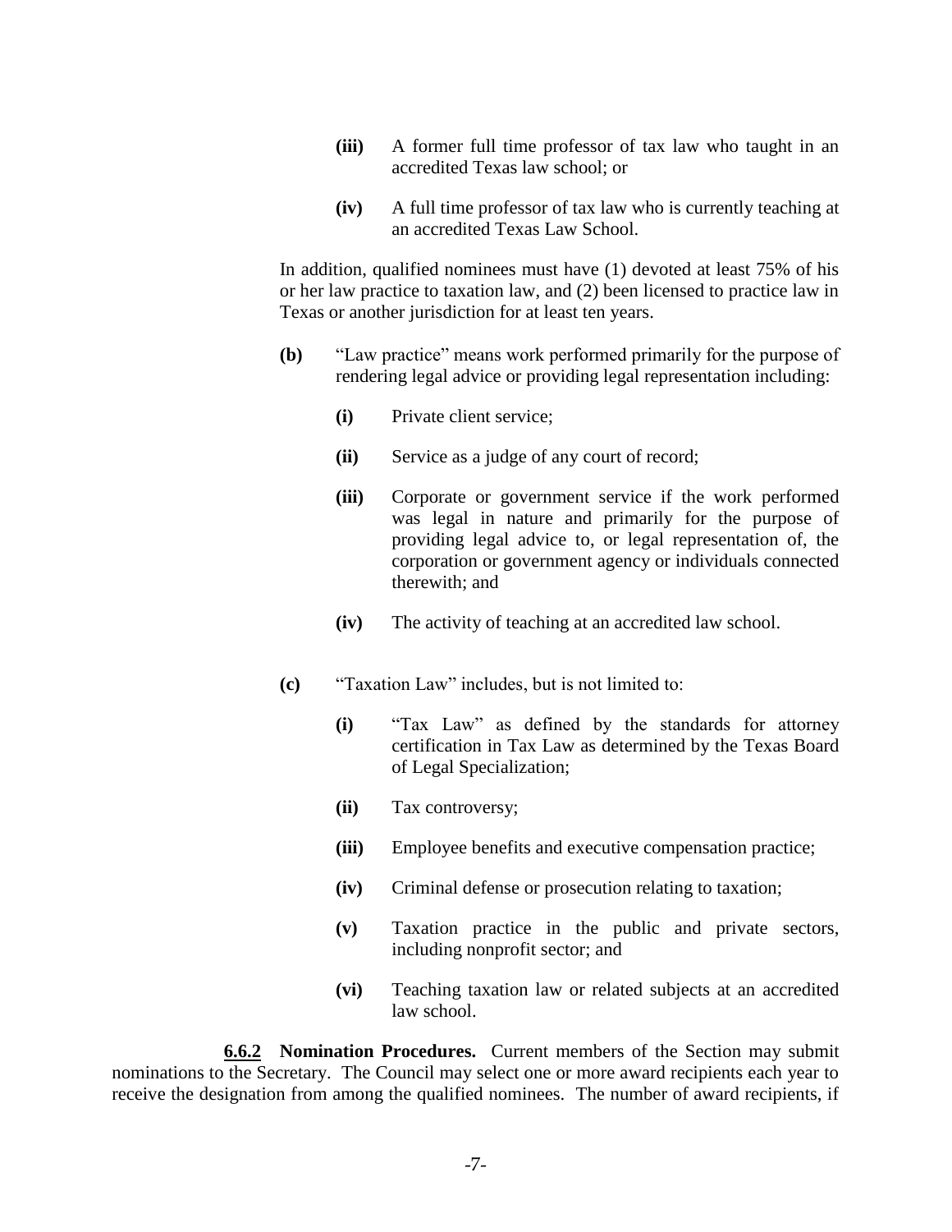**(iii)** A former full time professor of tax law who taught in an accredited Texas law school; or

**(iv)** A full time professor of tax law who is currently teaching at an accredited Texas Law School.

In addition, qualified nominees must have (1) devoted at least 75% of his or her law practice to taxation law, and (2) been licensed to practice law in Texas or another jurisdiction for at least ten years.

**(b)** "Law practice" means work performed primarily for the purpose of rendering legal advice or providing legal representation including:

**(i)** Private client service;

**(ii)** Service as a judge of any court of record;

**(iii)** Corporate or government service if the work performed was legal in nature and primarily for the purpose of providing legal advice to, or legal representation of, the corporation or government agency or individuals connected therewith; and

**(iv)** The activity of teaching at an accredited law school.

**(c)** "Taxation Law" includes, but is not limited to:

**(i)** "Tax Law" as defined by the standards for attorney certification in Tax Law as determined by the Texas Board of Legal Specialization;

**(ii)** Tax controversy;

**(iii)** Employee benefits and executive compensation practice;

**(iv)** Criminal defense or prosecution relating to taxation;

**(v)** Taxation practice in the public and private sectors, including nonprofit sector; and

**(vi)** Teaching taxation law or related subjects at an accredited law school.

**<u>6.6.2</u> Nomination Procedures.** Current members of the Section may submit nominations to the Secretary. The Council may select one or more award recipients each year to receive the designation from among the qualified nominees. The number of award recipients, if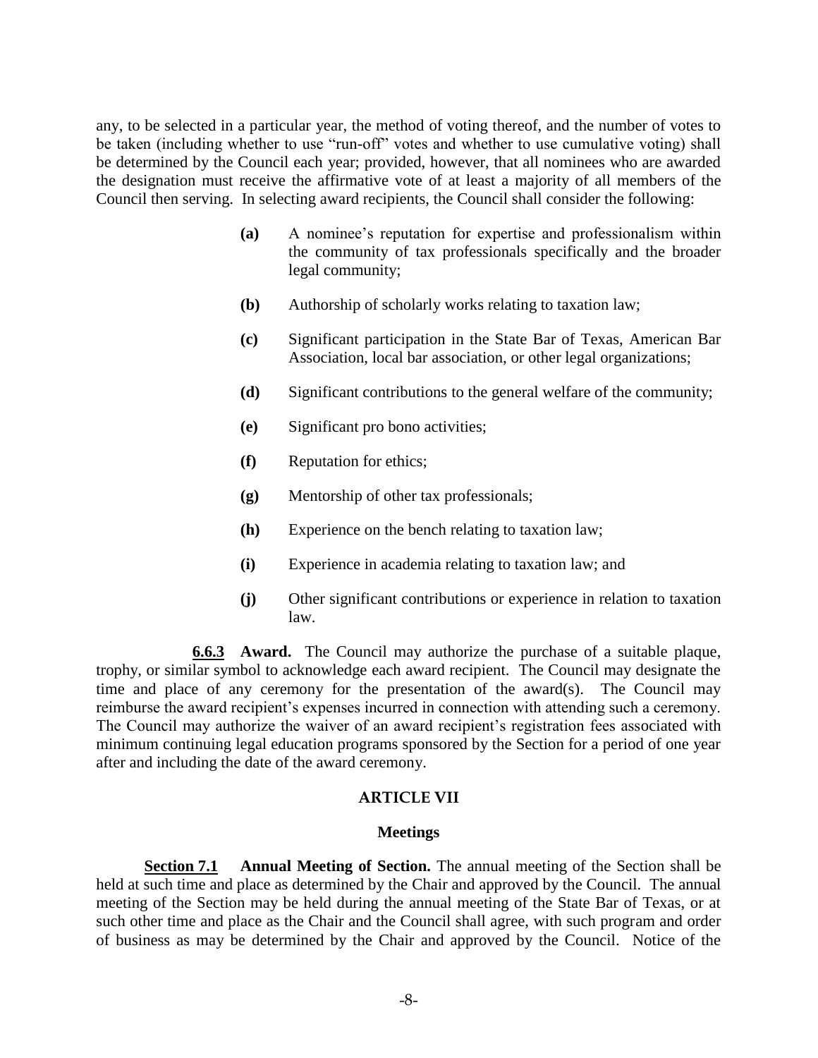any, to be selected in a particular year, the method of voting thereof, and the number of votes to be taken (including whether to use "run-off" votes and whether to use cumulative voting) shall be determined by the Council each year; provided, however, that all nominees who are awarded the designation must receive the affirmative vote of at least a majority of all members of the Council then serving. In selecting award recipients, the Council shall consider the following:

**(a)** A nominee's reputation for expertise and professionalism within the community of tax professionals specifically and the broader legal community;

**(b)** Authorship of scholarly works relating to taxation law;

**(c)** Significant participation in the State Bar of Texas, American Bar Association, local bar association, or other legal organizations;

**(d)** Significant contributions to the general welfare of the community;

**(e)** Significant pro bono activities;

**(f)** Reputation for ethics;

**(g)** Mentorship of other tax professionals;

**(h)** Experience on the bench relating to taxation law;

**(i)** Experience in academia relating to taxation law; and

**(j)** Other significant contributions or experience in relation to taxation law.

**6.6.3 Award.** The Council may authorize the purchase of a suitable plaque, trophy, or similar symbol to acknowledge each award recipient. The Council may designate the time and place of any ceremony for the presentation of the award(s). The Council may reimburse the award recipient's expenses incurred in connection with attending such a ceremony. The Council may authorize the waiver of an award recipient's registration fees associated with minimum continuing legal education programs sponsored by the Section for a period of one year after and including the date of the award ceremony.

## ARTICLE VII

### Meetings

**Section 7.1 Annual Meeting of Section.** The annual meeting of the Section shall be held at such time and place as determined by the Chair and approved by the Council. The annual meeting of the Section may be held during the annual meeting of the State Bar of Texas, or at such other time and place as the Chair and the Council shall agree, with such program and order of business as may be determined by the Chair and approved by the Council. Notice of the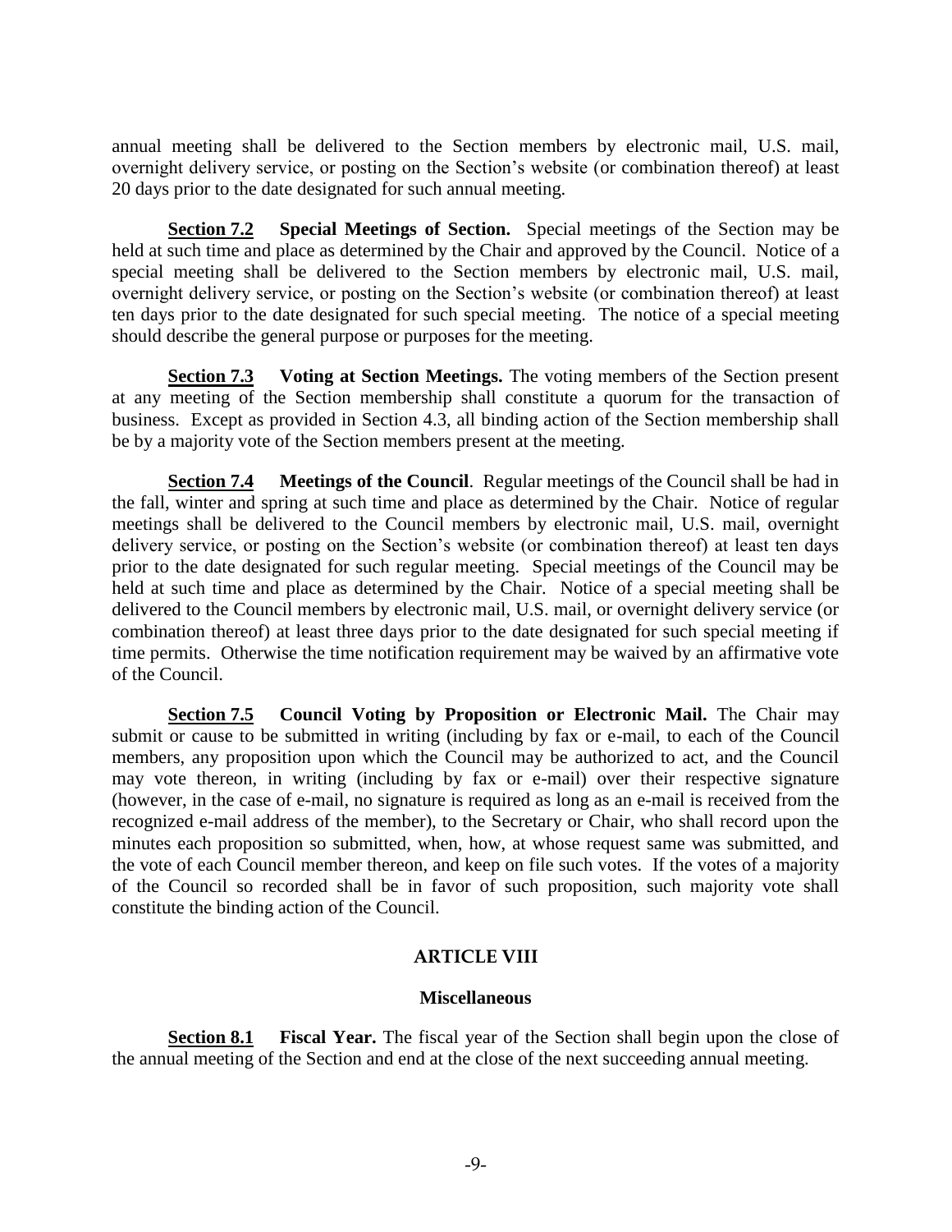annual meeting shall be delivered to the Section members by electronic mail, U.S. mail, overnight delivery service, or posting on the Section's website (or combination thereof) at least 20 days prior to the date designated for such annual meeting.

**Section 7.2 Special Meetings of Section.** Special meetings of the Section may be held at such time and place as determined by the Chair and approved by the Council. Notice of a special meeting shall be delivered to the Section members by electronic mail, U.S. mail, overnight delivery service, or posting on the Section's website (or combination thereof) at least ten days prior to the date designated for such special meeting. The notice of a special meeting should describe the general purpose or purposes for the meeting.

**Section 7.3 Voting at Section Meetings.** The voting members of the Section present at any meeting of the Section membership shall constitute a quorum for the transaction of business. Except as provided in Section 4.3, all binding action of the Section membership shall be by a majority vote of the Section members present at the meeting.

**Section 7.4 Meetings of the Council**. Regular meetings of the Council shall be had in the fall, winter and spring at such time and place as determined by the Chair. Notice of regular meetings shall be delivered to the Council members by electronic mail, U.S. mail, overnight delivery service, or posting on the Section's website (or combination thereof) at least ten days prior to the date designated for such regular meeting. Special meetings of the Council may be held at such time and place as determined by the Chair. Notice of a special meeting shall be delivered to the Council members by electronic mail, U.S. mail, or overnight delivery service (or combination thereof) at least three days prior to the date designated for such special meeting if time permits. Otherwise the time notification requirement may be waived by an affirmative vote of the Council.

**Section 7.5 Council Voting by Proposition or Electronic Mail.** The Chair may submit or cause to be submitted in writing (including by fax or e-mail, to each of the Council members, any proposition upon which the Council may be authorized to act, and the Council may vote thereon, in writing (including by fax or e-mail) over their respective signature (however, in the case of e-mail, no signature is required as long as an e-mail is received from the recognized e-mail address of the member), to the Secretary or Chair, who shall record upon the minutes each proposition so submitted, when, how, at whose request same was submitted, and the vote of each Council member thereon, and keep on file such votes. If the votes of a majority of the Council so recorded shall be in favor of such proposition, such majority vote shall constitute the binding action of the Council.

## ARTICLE VIII

### Miscellaneous

**Section 8.1 Fiscal Year.** The fiscal year of the Section shall begin upon the close of the annual meeting of the Section and end at the close of the next succeeding annual meeting.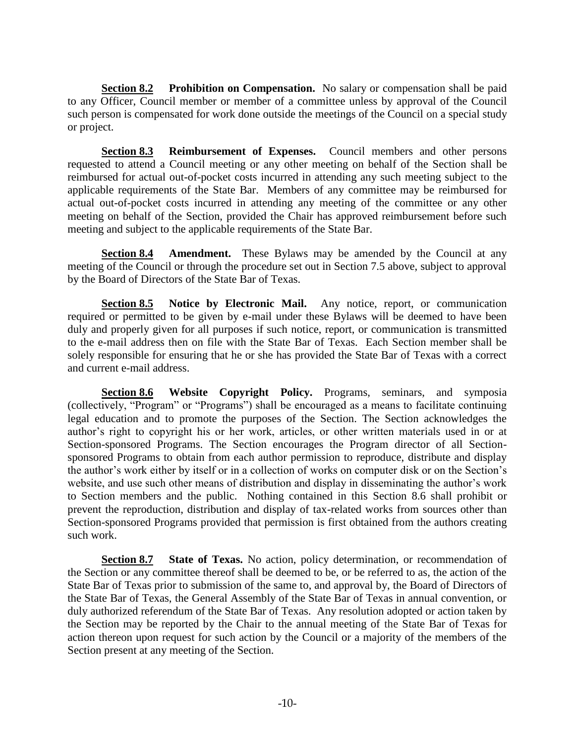**Section 8.2 Prohibition on Compensation.** No salary or compensation shall be paid to any Officer, Council member or member of a committee unless by approval of the Council such person is compensated for work done outside the meetings of the Council on a special study or project.

**Section 8.3 Reimbursement of Expenses.** Council members and other persons requested to attend a Council meeting or any other meeting on behalf of the Section shall be reimbursed for actual out-of-pocket costs incurred in attending any such meeting subject to the applicable requirements of the State Bar. Members of any committee may be reimbursed for actual out-of-pocket costs incurred in attending any meeting of the committee or any other meeting on behalf of the Section, provided the Chair has approved reimbursement before such meeting and subject to the applicable requirements of the State Bar.

**Section 8.4 Amendment.** These Bylaws may be amended by the Council at any meeting of the Council or through the procedure set out in Section 7.5 above, subject to approval by the Board of Directors of the State Bar of Texas.

**Section 8.5 Notice by Electronic Mail.** Any notice, report, or communication required or permitted to be given by e-mail under these Bylaws will be deemed to have been duly and properly given for all purposes if such notice, report, or communication is transmitted to the e-mail address then on file with the State Bar of Texas. Each Section member shall be solely responsible for ensuring that he or she has provided the State Bar of Texas with a correct and current e-mail address.

**Section 8.6 Website Copyright Policy.** Programs, seminars, and symposia (collectively, "Program" or "Programs") shall be encouraged as a means to facilitate continuing legal education and to promote the purposes of the Section. The Section acknowledges the author's right to copyright his or her work, articles, or other written materials used in or at Section-sponsored Programs. The Section encourages the Program director of all Section-sponsored Programs to obtain from each author permission to reproduce, distribute and display the author's work either by itself or in a collection of works on computer disk or on the Section's website, and use such other means of distribution and display in disseminating the author's work to Section members and the public. Nothing contained in this Section 8.6 shall prohibit or prevent the reproduction, distribution and display of tax-related works from sources other than Section-sponsored Programs provided that permission is first obtained from the authors creating such work.

**Section 8.7 State of Texas.** No action, policy determination, or recommendation of the Section or any committee thereof shall be deemed to be, or be referred to as, the action of the State Bar of Texas prior to submission of the same to, and approval by, the Board of Directors of the State Bar of Texas, the General Assembly of the State Bar of Texas in annual convention, or duly authorized referendum of the State Bar of Texas. Any resolution adopted or action taken by the Section may be reported by the Chair to the annual meeting of the State Bar of Texas for action thereon upon request for such action by the Council or a majority of the members of the Section present at any meeting of the Section.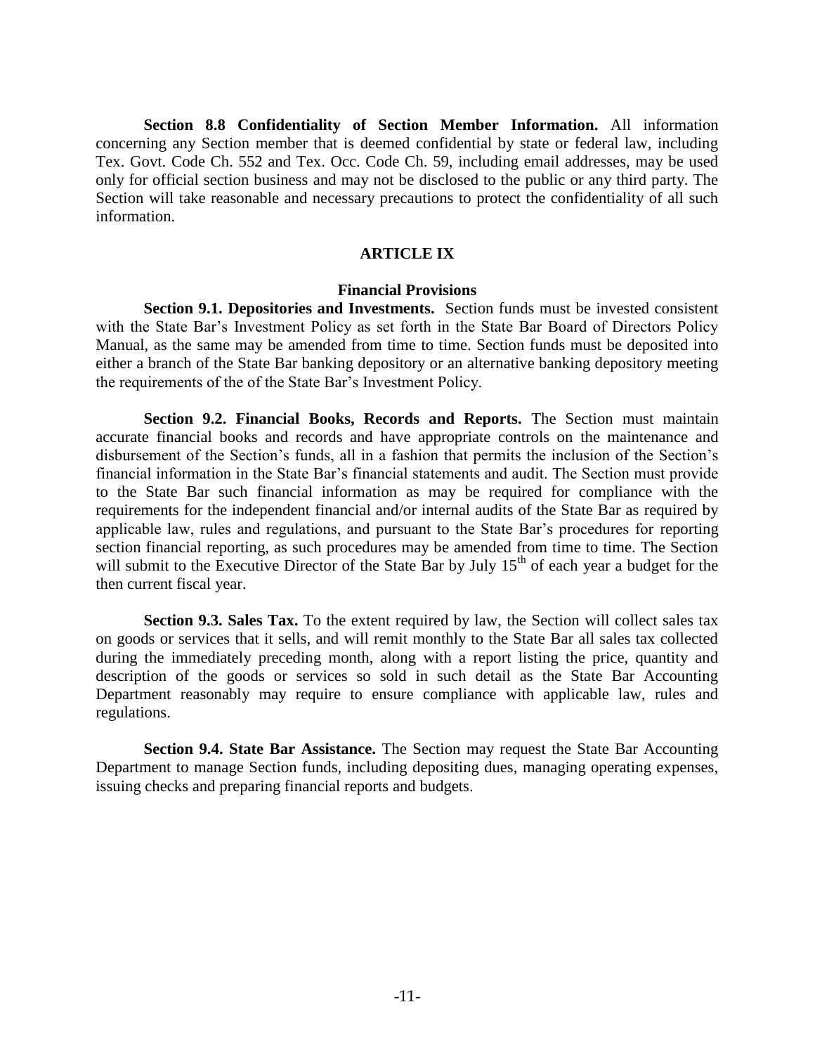**Section 8.8 Confidentiality of Section Member Information.** All information concerning any Section member that is deemed confidential by state or federal law, including Tex. Govt. Code Ch. 552 and Tex. Occ. Code Ch. 59, including email addresses, may be used only for official section business and may not be disclosed to the public or any third party. The Section will take reasonable and necessary precautions to protect the confidentiality of all such information.

## ARTICLE IX

### Financial Provisions

**Section 9.1. Depositories and Investments.** Section funds must be invested consistent with the State Bar's Investment Policy as set forth in the State Bar Board of Directors Policy Manual, as the same may be amended from time to time. Section funds must be deposited into either a branch of the State Bar banking depository or an alternative banking depository meeting the requirements of the of the State Bar's Investment Policy.

**Section 9.2. Financial Books, Records and Reports.** The Section must maintain accurate financial books and records and have appropriate controls on the maintenance and disbursement of the Section's funds, all in a fashion that permits the inclusion of the Section's financial information in the State Bar's financial statements and audit. The Section must provide to the State Bar such financial information as may be required for compliance with the requirements for the independent financial and/or internal audits of the State Bar as required by applicable law, rules and regulations, and pursuant to the State Bar's procedures for reporting section financial reporting, as such procedures may be amended from time to time. The Section will submit to the Executive Director of the State Bar by July 15th of each year a budget for the then current fiscal year.

**Section 9.3. Sales Tax.** To the extent required by law, the Section will collect sales tax on goods or services that it sells, and will remit monthly to the State Bar all sales tax collected during the immediately preceding month, along with a report listing the price, quantity and description of the goods or services so sold in such detail as the State Bar Accounting Department reasonably may require to ensure compliance with applicable law, rules and regulations.

**Section 9.4. State Bar Assistance.** The Section may request the State Bar Accounting Department to manage Section funds, including depositing dues, managing operating expenses, issuing checks and preparing financial reports and budgets.